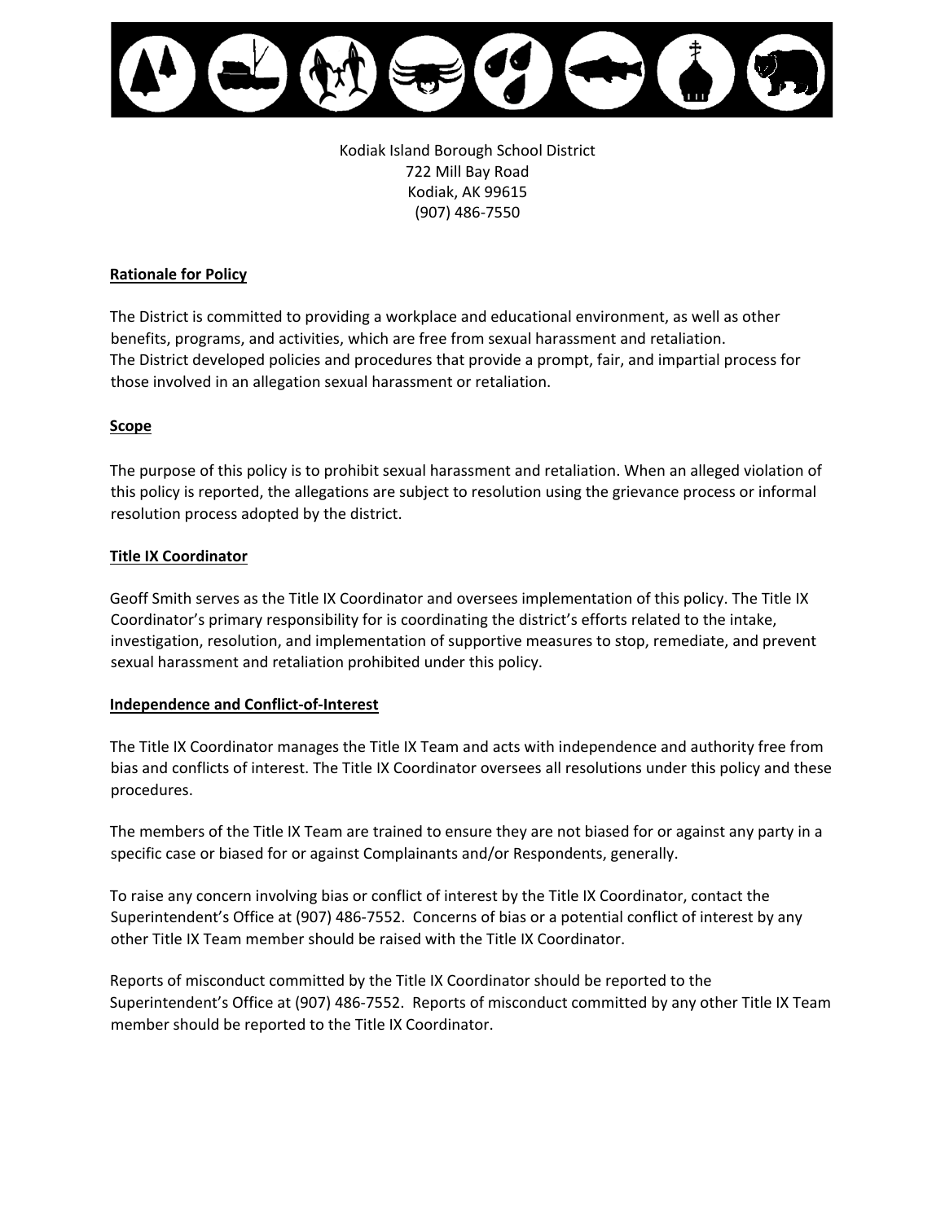Kodiak Island Borough School District
722 Mill Bay Road
Kodiak, AK 99615
(907) 486-7550

## Rationale for Policy

The District is committed to providing a workplace and educational environment, as well as other benefits, programs, and activities, which are free from sexual harassment and retaliation.
The District developed policies and procedures that provide a prompt, fair, and impartial process for those involved in an allegation sexual harassment or retaliation.

## Scope

The purpose of this policy is to prohibit sexual harassment and retaliation. When an alleged violation of this policy is reported, the allegations are subject to resolution using the grievance process or informal resolution process adopted by the district.

## Title IX Coordinator

Geoff Smith serves as the Title IX Coordinator and oversees implementation of this policy. The Title IX Coordinator's primary responsibility for is coordinating the district's efforts related to the intake, investigation, resolution, and implementation of supportive measures to stop, remediate, and prevent sexual harassment and retaliation prohibited under this policy.

## Independence and Conflict-of-Interest

The Title IX Coordinator manages the Title IX Team and acts with independence and authority free from bias and conflicts of interest. The Title IX Coordinator oversees all resolutions under this policy and these procedures.

The members of the Title IX Team are trained to ensure they are not biased for or against any party in a specific case or biased for or against Complainants and/or Respondents, generally.

To raise any concern involving bias or conflict of interest by the Title IX Coordinator, contact the Superintendent's Office at (907) 486-7552. Concerns of bias or a potential conflict of interest by any other Title IX Team member should be raised with the Title IX Coordinator.

Reports of misconduct committed by the Title IX Coordinator should be reported to the Superintendent's Office at (907) 486-7552. Reports of misconduct committed by any other Title IX Team member should be reported to the Title IX Coordinator.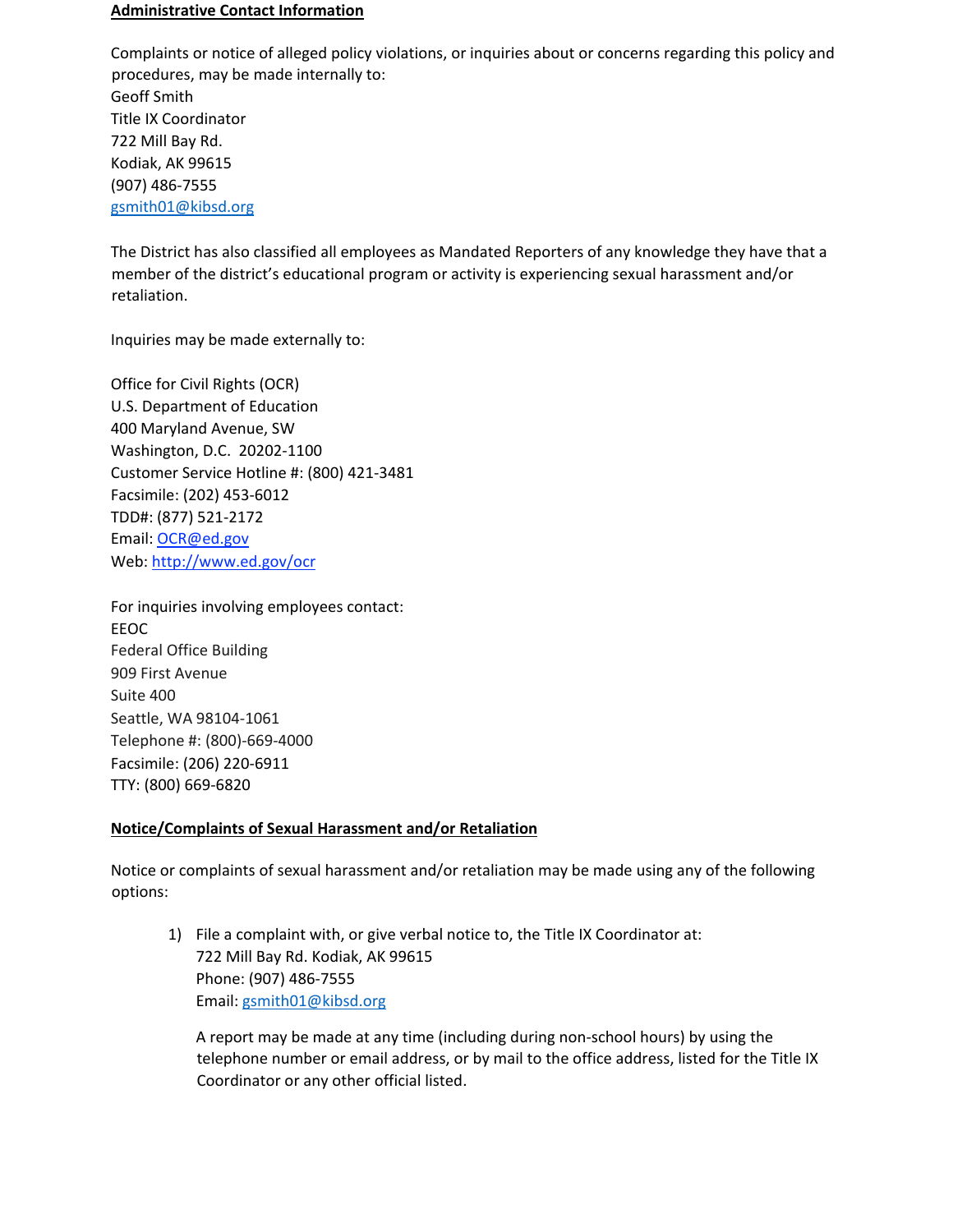**Administrative Contact Information**

Complaints or notice of alleged policy violations, or inquiries about or concerns regarding this policy and procedures, may be made internally to:
Geoff Smith
Title IX Coordinator
722 Mill Bay Rd.
Kodiak, AK 99615
(907) 486-7555
gsmith01@kibsd.org

The District has also classified all employees as Mandated Reporters of any knowledge they have that a member of the district's educational program or activity is experiencing sexual harassment and/or retaliation.

Inquiries may be made externally to:

Office for Civil Rights (OCR)
U.S. Department of Education
400 Maryland Avenue, SW
Washington, D.C. 20202-1100
Customer Service Hotline #: (800) 421-3481
Facsimile: (202) 453-6012
TDD#: (877) 521-2172
Email: OCR@ed.gov
Web: http://www.ed.gov/ocr

For inquiries involving employees contact:
EEOC
Federal Office Building
909 First Avenue
Suite 400
Seattle, WA 98104-1061
Telephone #: (800)-669-4000
Facsimile: (206) 220-6911
TTY: (800) 669-6820

**Notice/Complaints of Sexual Harassment and/or Retaliation**

Notice or complaints of sexual harassment and/or retaliation may be made using any of the following options:

1) File a complaint with, or give verbal notice to, the Title IX Coordinator at:
   722 Mill Bay Rd. Kodiak, AK 99615
   Phone: (907) 486-7555
   Email: gsmith01@kibsd.org

   A report may be made at any time (including during non-school hours) by using the telephone number or email address, or by mail to the office address, listed for the Title IX Coordinator or any other official listed.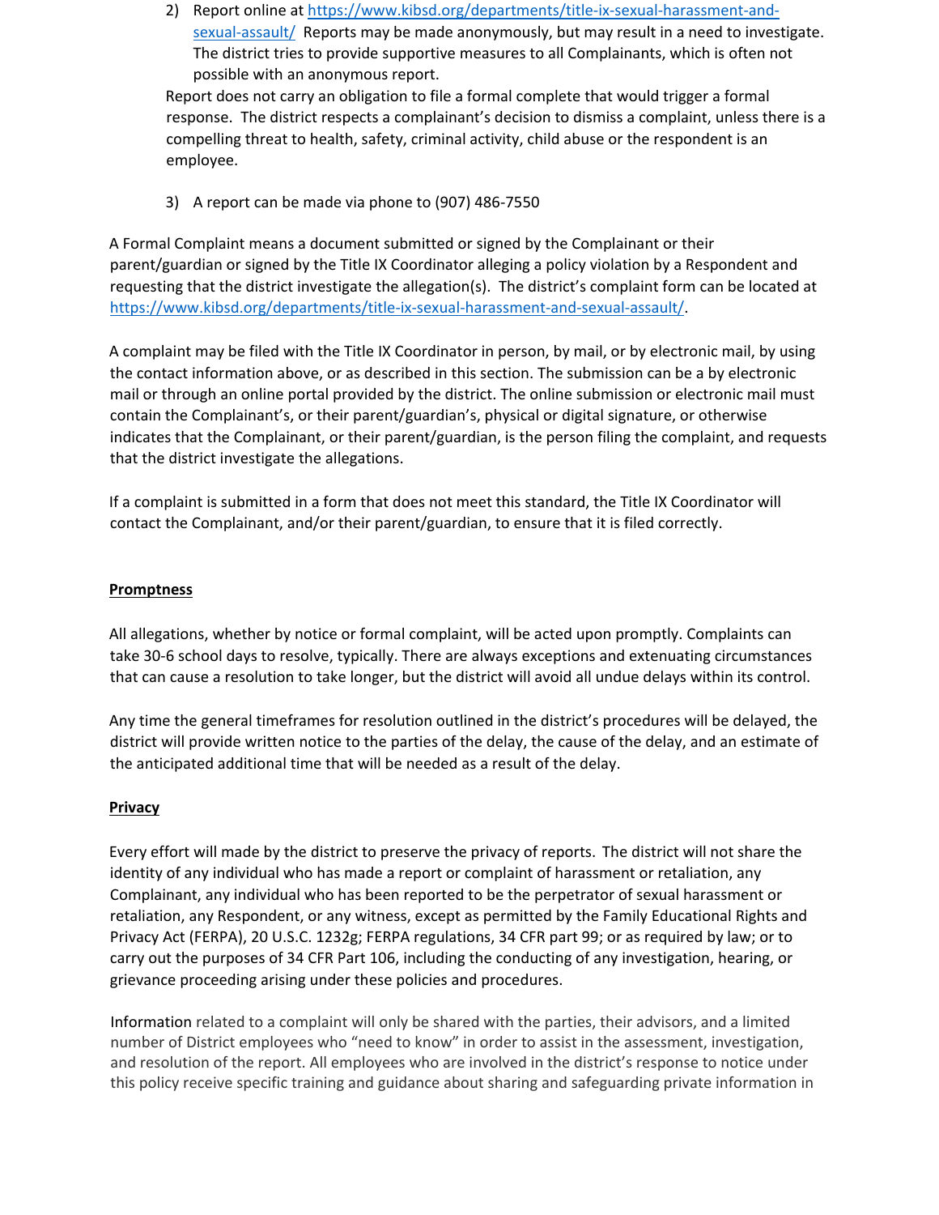2) Report online at [https://www.kibsd.org/departments/title-ix-sexual-harassment-and-sexual-assault/](https://www.kibsd.org/departments/title-ix-sexual-harassment-and-sexual-assault/) Reports may be made anonymously, but may result in a need to investigate. The district tries to provide supportive measures to all Complainants, which is often not possible with an anonymous report.

Report does not carry an obligation to file a formal complete that would trigger a formal response. The district respects a complainant's decision to dismiss a complaint, unless there is a compelling threat to health, safety, criminal activity, child abuse or the respondent is an employee.

3) A report can be made via phone to (907) 486-7550

A Formal Complaint means a document submitted or signed by the Complainant or their parent/guardian or signed by the Title IX Coordinator alleging a policy violation by a Respondent and requesting that the district investigate the allegation(s). The district's complaint form can be located at [https://www.kibsd.org/departments/title-ix-sexual-harassment-and-sexual-assault/](https://www.kibsd.org/departments/title-ix-sexual-harassment-and-sexual-assault/).

A complaint may be filed with the Title IX Coordinator in person, by mail, or by electronic mail, by using the contact information above, or as described in this section. The submission can be a by electronic mail or through an online portal provided by the district. The online submission or electronic mail must contain the Complainant's, or their parent/guardian's, physical or digital signature, or otherwise indicates that the Complainant, or their parent/guardian, is the person filing the complaint, and requests that the district investigate the allegations.

If a complaint is submitted in a form that does not meet this standard, the Title IX Coordinator will contact the Complainant, and/or their parent/guardian, to ensure that it is filed correctly.

**Promptness**

All allegations, whether by notice or formal complaint, will be acted upon promptly. Complaints can take 30-6 school days to resolve, typically. There are always exceptions and extenuating circumstances that can cause a resolution to take longer, but the district will avoid all undue delays within its control.

Any time the general timeframes for resolution outlined in the district's procedures will be delayed, the district will provide written notice to the parties of the delay, the cause of the delay, and an estimate of the anticipated additional time that will be needed as a result of the delay.

**Privacy**

Every effort will made by the district to preserve the privacy of reports. The district will not share the identity of any individual who has made a report or complaint of harassment or retaliation, any Complainant, any individual who has been reported to be the perpetrator of sexual harassment or retaliation, any Respondent, or any witness, except as permitted by the Family Educational Rights and Privacy Act (FERPA), 20 U.S.C. 1232g; FERPA regulations, 34 CFR part 99; or as required by law; or to carry out the purposes of 34 CFR Part 106, including the conducting of any investigation, hearing, or grievance proceeding arising under these policies and procedures.

Information related to a complaint will only be shared with the parties, their advisors, and a limited number of District employees who "need to know" in order to assist in the assessment, investigation, and resolution of the report. All employees who are involved in the district's response to notice under this policy receive specific training and guidance about sharing and safeguarding private information in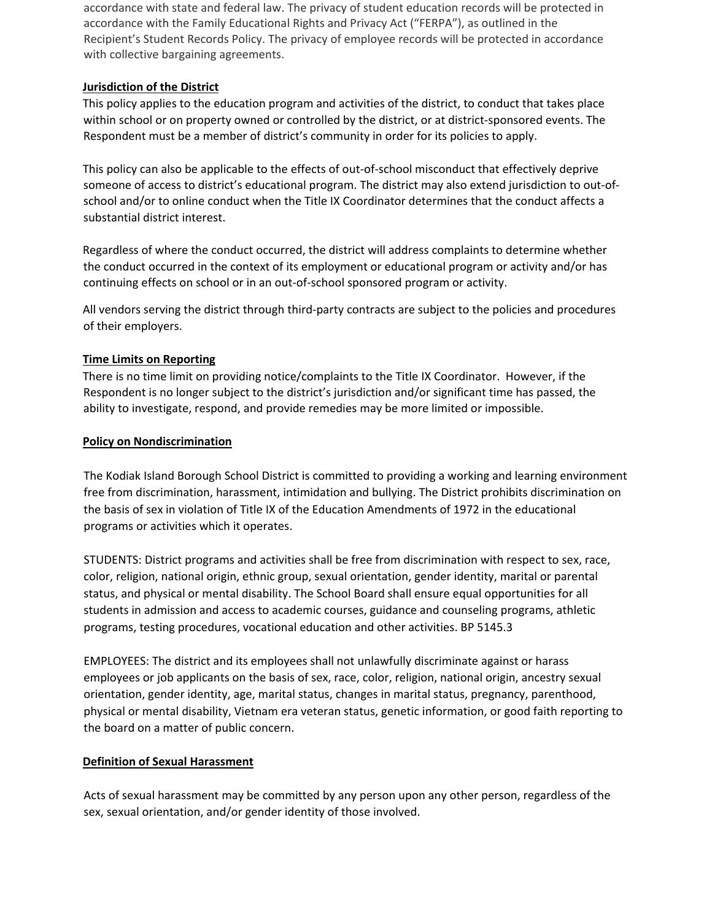accordance with state and federal law. The privacy of student education records will be protected in accordance with the Family Educational Rights and Privacy Act ("FERPA"), as outlined in the Recipient's Student Records Policy. The privacy of employee records will be protected in accordance with collective bargaining agreements.

**Jurisdiction of the District**

This policy applies to the education program and activities of the district, to conduct that takes place within school or on property owned or controlled by the district, or at district-sponsored events. The Respondent must be a member of district's community in order for its policies to apply.

This policy can also be applicable to the effects of out-of-school misconduct that effectively deprive someone of access to district's educational program. The district may also extend jurisdiction to out-of-school and/or to online conduct when the Title IX Coordinator determines that the conduct affects a substantial district interest.

Regardless of where the conduct occurred, the district will address complaints to determine whether the conduct occurred in the context of its employment or educational program or activity and/or has continuing effects on school or in an out-of-school sponsored program or activity.

All vendors serving the district through third-party contracts are subject to the policies and procedures of their employers.

**Time Limits on Reporting**

There is no time limit on providing notice/complaints to the Title IX Coordinator. However, if the Respondent is no longer subject to the district's jurisdiction and/or significant time has passed, the ability to investigate, respond, and provide remedies may be more limited or impossible.

**Policy on Nondiscrimination**

The Kodiak Island Borough School District is committed to providing a working and learning environment free from discrimination, harassment, intimidation and bullying. The District prohibits discrimination on the basis of sex in violation of Title IX of the Education Amendments of 1972 in the educational programs or activities which it operates.

STUDENTS: District programs and activities shall be free from discrimination with respect to sex, race, color, religion, national origin, ethnic group, sexual orientation, gender identity, marital or parental status, and physical or mental disability. The School Board shall ensure equal opportunities for all students in admission and access to academic courses, guidance and counseling programs, athletic programs, testing procedures, vocational education and other activities. BP 5145.3

EMPLOYEES: The district and its employees shall not unlawfully discriminate against or harass employees or job applicants on the basis of sex, race, color, religion, national origin, ancestry sexual orientation, gender identity, age, marital status, changes in marital status, pregnancy, parenthood, physical or mental disability, Vietnam era veteran status, genetic information, or good faith reporting to the board on a matter of public concern.

**Definition of Sexual Harassment**

Acts of sexual harassment may be committed by any person upon any other person, regardless of the sex, sexual orientation, and/or gender identity of those involved.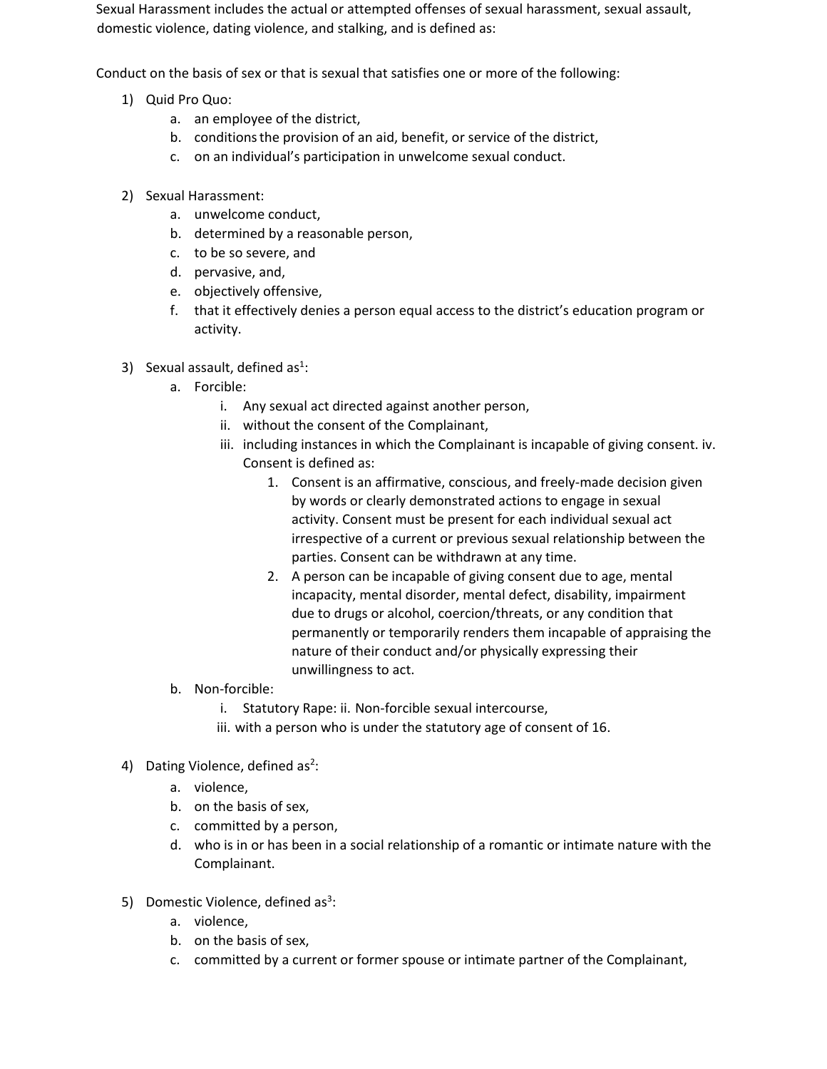Sexual Harassment includes the actual or attempted offenses of sexual harassment, sexual assault, domestic violence, dating violence, and stalking, and is defined as:

Conduct on the basis of sex or that is sexual that satisfies one or more of the following:

1) Quid Pro Quo:
   a. an employee of the district,
   b. conditions the provision of an aid, benefit, or service of the district,
   c. on an individual's participation in unwelcome sexual conduct.

2) Sexual Harassment:
   a. unwelcome conduct,
   b. determined by a reasonable person,
   c. to be so severe, and
   d. pervasive, and,
   e. objectively offensive,
   f. that it effectively denies a person equal access to the district's education program or activity.

3) Sexual assault, defined as[1]:
   a. Forcible:
      i. Any sexual act directed against another person,
      ii. without the consent of the Complainant,
      iii. including instances in which the Complainant is incapable of giving consent. iv. Consent is defined as:
         1. Consent is an affirmative, conscious, and freely-made decision given by words or clearly demonstrated actions to engage in sexual activity. Consent must be present for each individual sexual act irrespective of a current or previous sexual relationship between the parties. Consent can be withdrawn at any time.
         2. A person can be incapable of giving consent due to age, mental incapacity, mental disorder, mental defect, disability, impairment due to drugs or alcohol, coercion/threats, or any condition that permanently or temporarily renders them incapable of appraising the nature of their conduct and/or physically expressing their unwillingness to act.
   b. Non-forcible:
      i. Statutory Rape: ii. Non-forcible sexual intercourse,
      iii. with a person who is under the statutory age of consent of 16.

4) Dating Violence, defined as[2]:
   a. violence,
   b. on the basis of sex,
   c. committed by a person,
   d. who is in or has been in a social relationship of a romantic or intimate nature with the Complainant.

5) Domestic Violence, defined as[3]:
   a. violence,
   b. on the basis of sex,
   c. committed by a current or former spouse or intimate partner of the Complainant,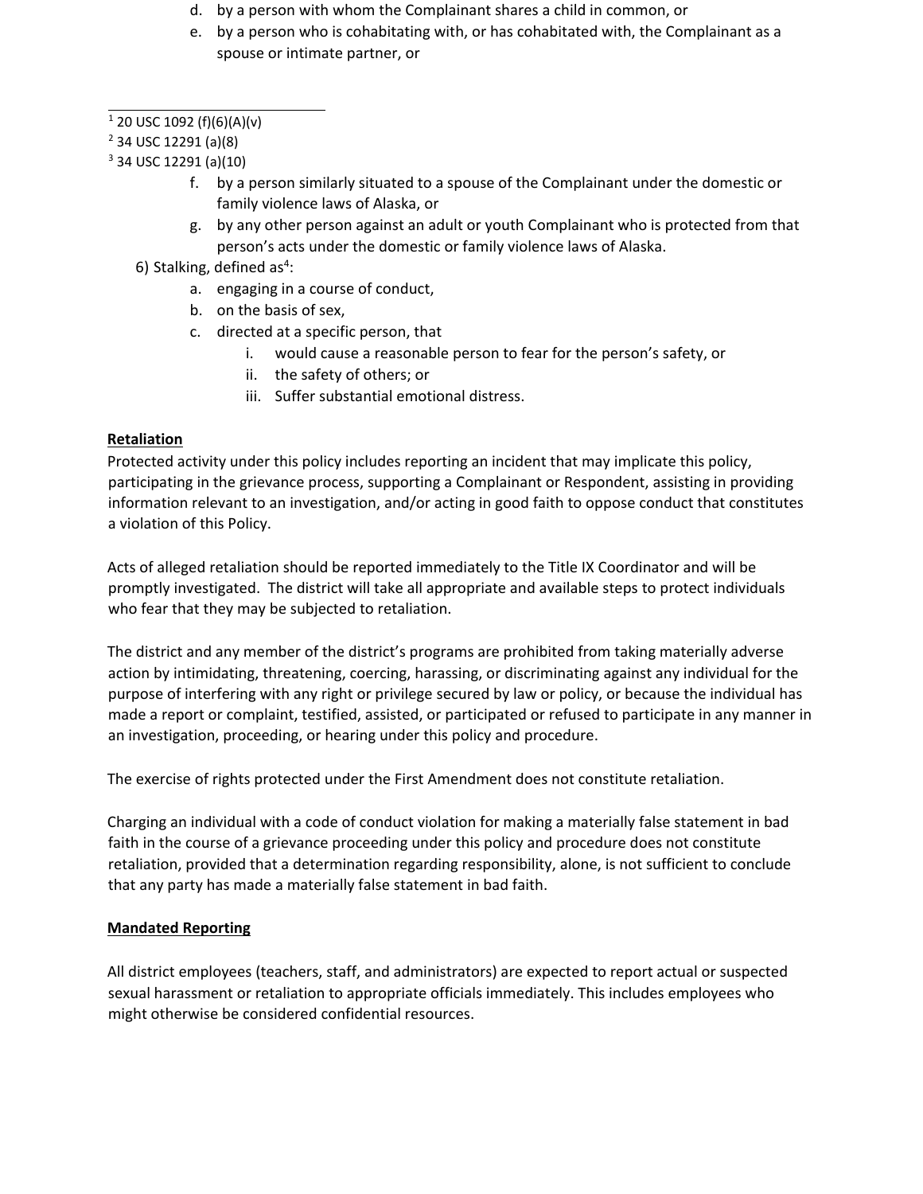d. by a person with whom the Complainant shares a child in common, or
e. by a person who is cohabitating with, or has cohabitated with, the Complainant as a spouse or intimate partner, or
f. by a person similarly situated to a spouse of the Complainant under the domestic or family violence laws of Alaska, or
g. by any other person against an adult or youth Complainant who is protected from that person's acts under the domestic or family violence laws of Alaska.

6) Stalking, defined as[4]:
   a. engaging in a course of conduct,
   b. on the basis of sex,
   c. directed at a specific person, that
      i. would cause a reasonable person to fear for the person's safety, or
      ii. the safety of others; or
      iii. Suffer substantial emotional distress.

**Retaliation**

Protected activity under this policy includes reporting an incident that may implicate this policy, participating in the grievance process, supporting a Complainant or Respondent, assisting in providing information relevant to an investigation, and/or acting in good faith to oppose conduct that constitutes a violation of this Policy.

Acts of alleged retaliation should be reported immediately to the Title IX Coordinator and will be promptly investigated. The district will take all appropriate and available steps to protect individuals who fear that they may be subjected to retaliation.

The district and any member of the district's programs are prohibited from taking materially adverse action by intimidating, threatening, coercing, harassing, or discriminating against any individual for the purpose of interfering with any right or privilege secured by law or policy, or because the individual has made a report or complaint, testified, assisted, or participated or refused to participate in any manner in an investigation, proceeding, or hearing under this policy and procedure.

The exercise of rights protected under the First Amendment does not constitute retaliation.

Charging an individual with a code of conduct violation for making a materially false statement in bad faith in the course of a grievance proceeding under this policy and procedure does not constitute retaliation, provided that a determination regarding responsibility, alone, is not sufficient to conclude that any party has made a materially false statement in bad faith.

**Mandated Reporting**

All district employees (teachers, staff, and administrators) are expected to report actual or suspected sexual harassment or retaliation to appropriate officials immediately. This includes employees who might otherwise be considered confidential resources.

---

[1] 20 USC 1092 (f)(6)(A)(v)
[2] 34 USC 12291 (a)(8)
[3] 34 USC 12291 (a)(10)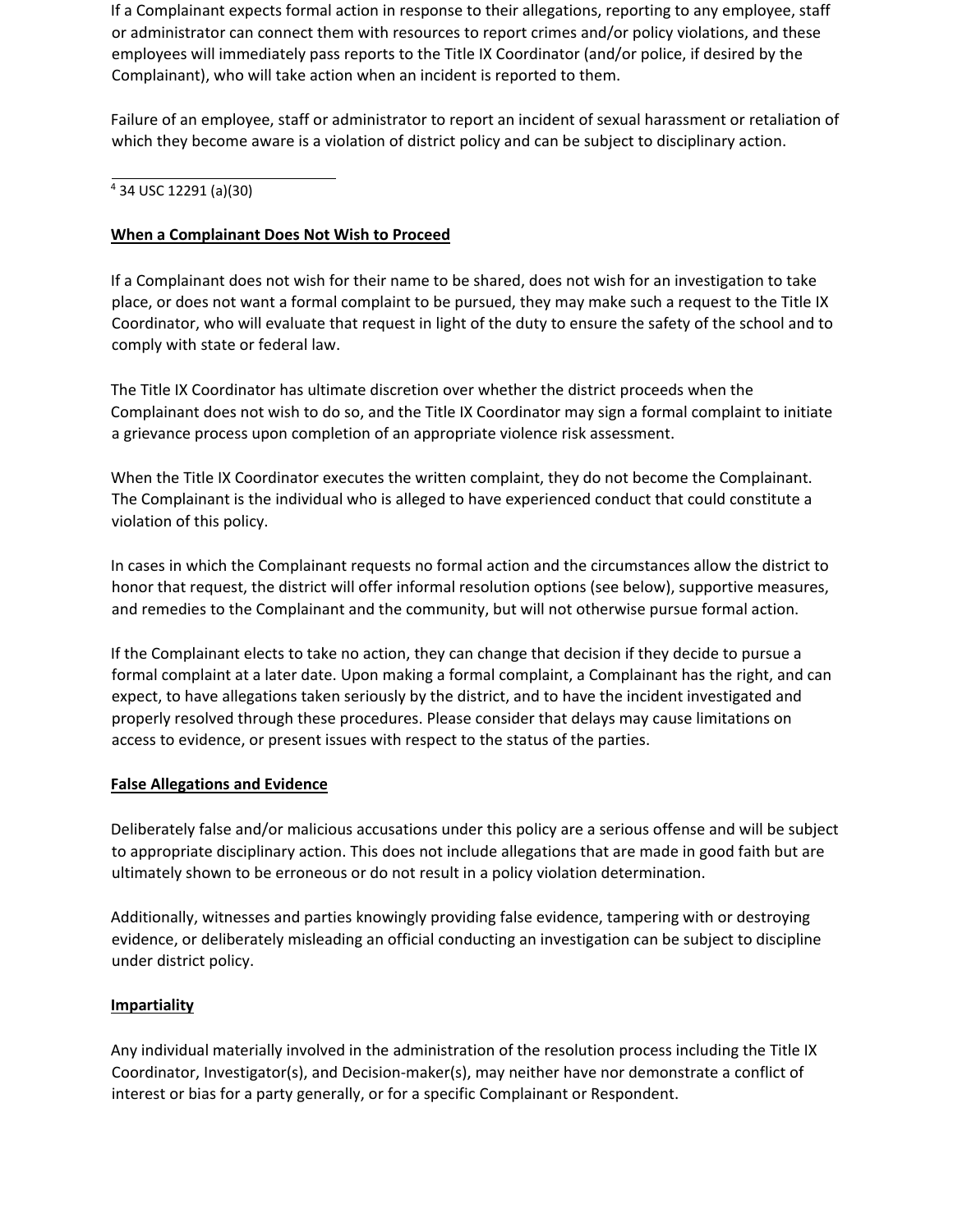If a Complainant expects formal action in response to their allegations, reporting to any employee, staff or administrator can connect them with resources to report crimes and/or policy violations, and these employees will immediately pass reports to the Title IX Coordinator (and/or police, if desired by the Complainant), who will take action when an incident is reported to them.

Failure of an employee, staff or administrator to report an incident of sexual harassment or retaliation of which they become aware is a violation of district policy and can be subject to disciplinary action.

[4] 34 USC 12291 (a)(30)

**When a Complainant Does Not Wish to Proceed**

If a Complainant does not wish for their name to be shared, does not wish for an investigation to take place, or does not want a formal complaint to be pursued, they may make such a request to the Title IX Coordinator, who will evaluate that request in light of the duty to ensure the safety of the school and to comply with state or federal law.

The Title IX Coordinator has ultimate discretion over whether the district proceeds when the Complainant does not wish to do so, and the Title IX Coordinator may sign a formal complaint to initiate a grievance process upon completion of an appropriate violence risk assessment.

When the Title IX Coordinator executes the written complaint, they do not become the Complainant. The Complainant is the individual who is alleged to have experienced conduct that could constitute a violation of this policy.

In cases in which the Complainant requests no formal action and the circumstances allow the district to honor that request, the district will offer informal resolution options (see below), supportive measures, and remedies to the Complainant and the community, but will not otherwise pursue formal action.

If the Complainant elects to take no action, they can change that decision if they decide to pursue a formal complaint at a later date. Upon making a formal complaint, a Complainant has the right, and can expect, to have allegations taken seriously by the district, and to have the incident investigated and properly resolved through these procedures. Please consider that delays may cause limitations on access to evidence, or present issues with respect to the status of the parties.

**False Allegations and Evidence**

Deliberately false and/or malicious accusations under this policy are a serious offense and will be subject to appropriate disciplinary action. This does not include allegations that are made in good faith but are ultimately shown to be erroneous or do not result in a policy violation determination.

Additionally, witnesses and parties knowingly providing false evidence, tampering with or destroying evidence, or deliberately misleading an official conducting an investigation can be subject to discipline under district policy.

**Impartiality**

Any individual materially involved in the administration of the resolution process including the Title IX Coordinator, Investigator(s), and Decision-maker(s), may neither have nor demonstrate a conflict of interest or bias for a party generally, or for a specific Complainant or Respondent.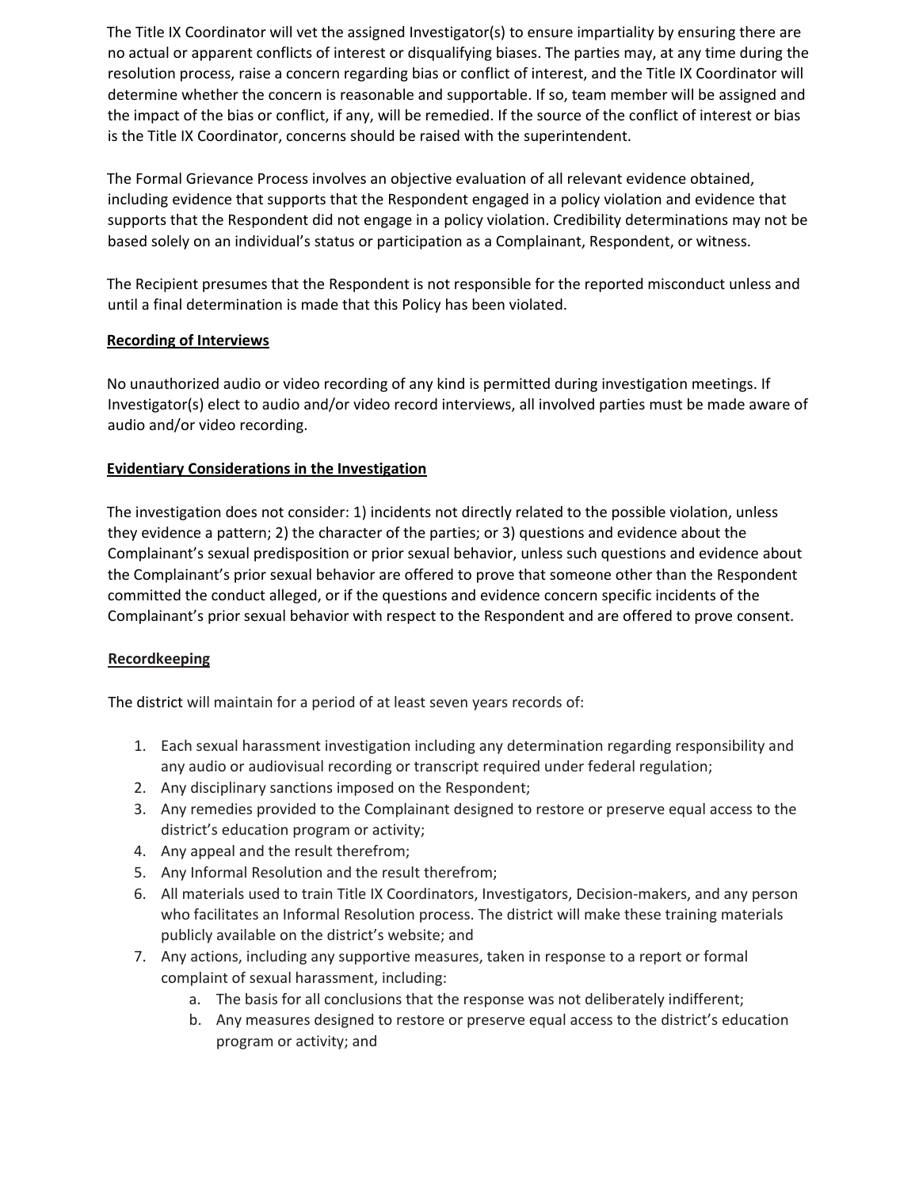The Title IX Coordinator will vet the assigned Investigator(s) to ensure impartiality by ensuring there are no actual or apparent conflicts of interest or disqualifying biases. The parties may, at any time during the resolution process, raise a concern regarding bias or conflict of interest, and the Title IX Coordinator will determine whether the concern is reasonable and supportable. If so, team member will be assigned and the impact of the bias or conflict, if any, will be remedied. If the source of the conflict of interest or bias is the Title IX Coordinator, concerns should be raised with the superintendent.

The Formal Grievance Process involves an objective evaluation of all relevant evidence obtained, including evidence that supports that the Respondent engaged in a policy violation and evidence that supports that the Respondent did not engage in a policy violation. Credibility determinations may not be based solely on an individual's status or participation as a Complainant, Respondent, or witness.

The Recipient presumes that the Respondent is not responsible for the reported misconduct unless and until a final determination is made that this Policy has been violated.

**Recording of Interviews**

No unauthorized audio or video recording of any kind is permitted during investigation meetings. If Investigator(s) elect to audio and/or video record interviews, all involved parties must be made aware of audio and/or video recording.

**Evidentiary Considerations in the Investigation**

The investigation does not consider: 1) incidents not directly related to the possible violation, unless they evidence a pattern; 2) the character of the parties; or 3) questions and evidence about the Complainant's sexual predisposition or prior sexual behavior, unless such questions and evidence about the Complainant's prior sexual behavior are offered to prove that someone other than the Respondent committed the conduct alleged, or if the questions and evidence concern specific incidents of the Complainant's prior sexual behavior with respect to the Respondent and are offered to prove consent.

**Recordkeeping**

The district will maintain for a period of at least seven years records of:

1. Each sexual harassment investigation including any determination regarding responsibility and any audio or audiovisual recording or transcript required under federal regulation;
2. Any disciplinary sanctions imposed on the Respondent;
3. Any remedies provided to the Complainant designed to restore or preserve equal access to the district's education program or activity;
4. Any appeal and the result therefrom;
5. Any Informal Resolution and the result therefrom;
6. All materials used to train Title IX Coordinators, Investigators, Decision-makers, and any person who facilitates an Informal Resolution process. The district will make these training materials publicly available on the district's website; and
7. Any actions, including any supportive measures, taken in response to a report or formal complaint of sexual harassment, including:
   a. The basis for all conclusions that the response was not deliberately indifferent;
   b. Any measures designed to restore or preserve equal access to the district's education program or activity; and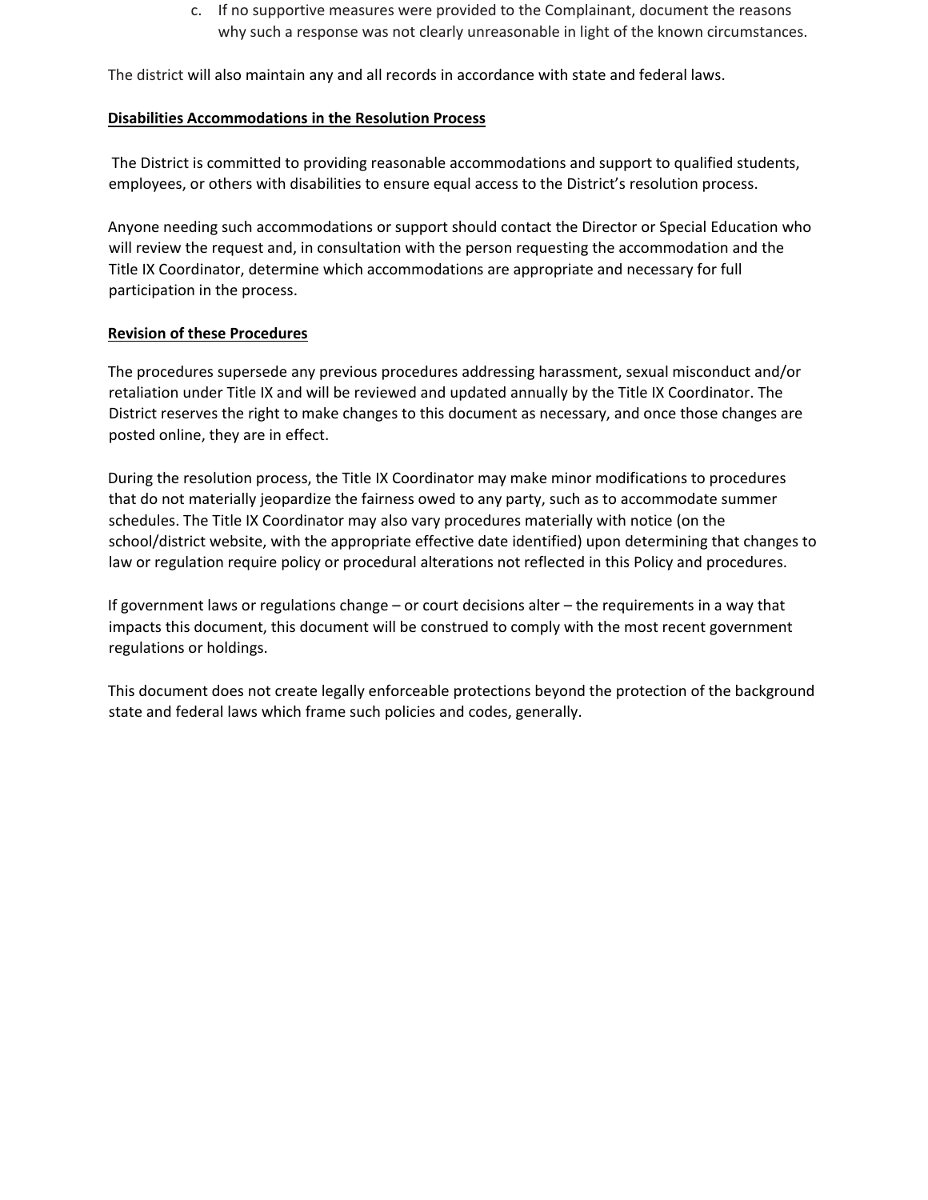c. If no supportive measures were provided to the Complainant, document the reasons why such a response was not clearly unreasonable in light of the known circumstances.

The district will also maintain any and all records in accordance with state and federal laws.

**Disabilities Accommodations in the Resolution Process**

The District is committed to providing reasonable accommodations and support to qualified students, employees, or others with disabilities to ensure equal access to the District's resolution process.

Anyone needing such accommodations or support should contact the Director or Special Education who will review the request and, in consultation with the person requesting the accommodation and the Title IX Coordinator, determine which accommodations are appropriate and necessary for full participation in the process.

**Revision of these Procedures**

The procedures supersede any previous procedures addressing harassment, sexual misconduct and/or retaliation under Title IX and will be reviewed and updated annually by the Title IX Coordinator. The District reserves the right to make changes to this document as necessary, and once those changes are posted online, they are in effect.

During the resolution process, the Title IX Coordinator may make minor modifications to procedures that do not materially jeopardize the fairness owed to any party, such as to accommodate summer schedules. The Title IX Coordinator may also vary procedures materially with notice (on the school/district website, with the appropriate effective date identified) upon determining that changes to law or regulation require policy or procedural alterations not reflected in this Policy and procedures.

If government laws or regulations change – or court decisions alter – the requirements in a way that impacts this document, this document will be construed to comply with the most recent government regulations or holdings.

This document does not create legally enforceable protections beyond the protection of the background state and federal laws which frame such policies and codes, generally.